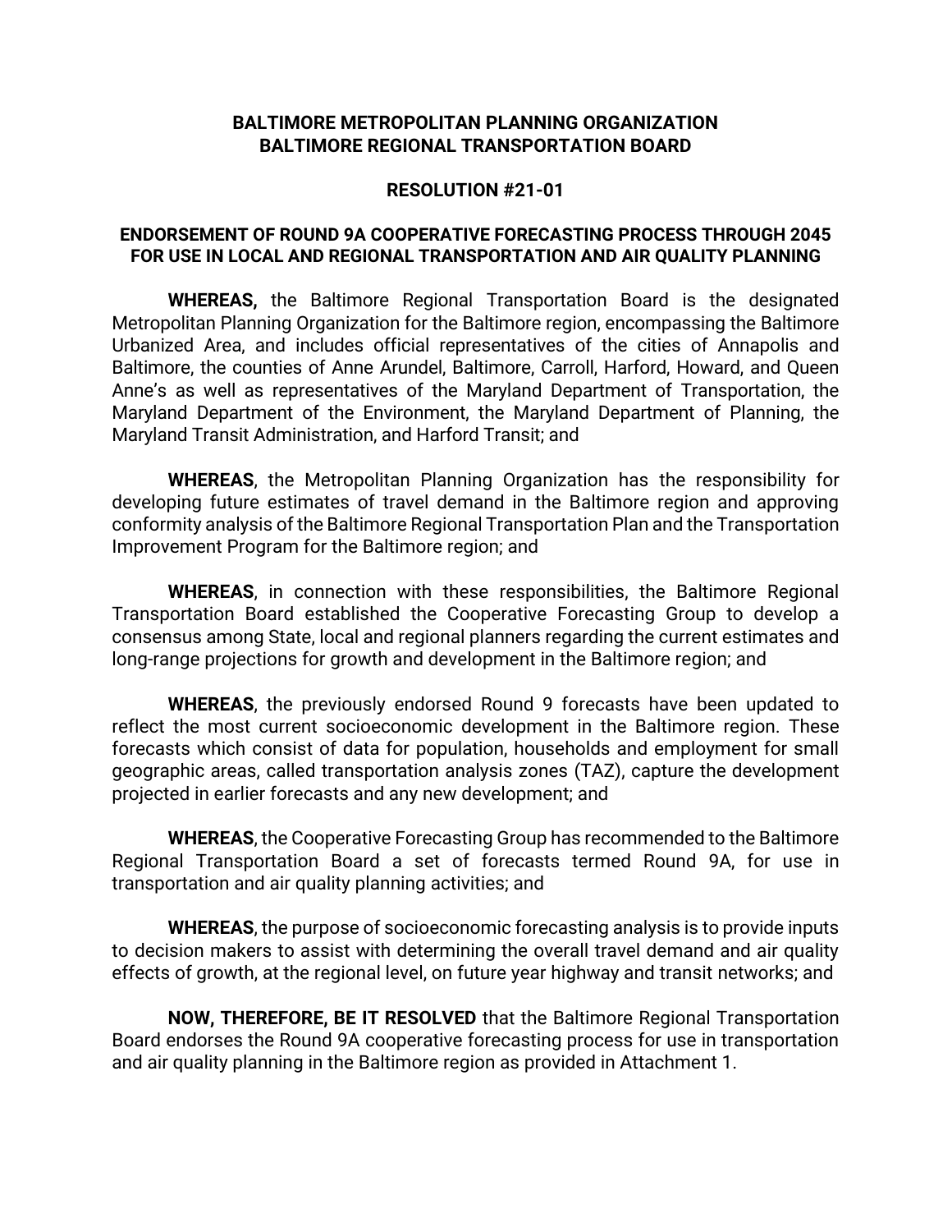**BALTIMORE METROPOLITAN PLANNING ORGANIZATION**
**BALTIMORE REGIONAL TRANSPORTATION BOARD**

**RESOLUTION #21-01**

**ENDORSEMENT OF ROUND 9A COOPERATIVE FORECASTING PROCESS THROUGH 2045 FOR USE IN LOCAL AND REGIONAL TRANSPORTATION AND AIR QUALITY PLANNING**

**WHEREAS,** the Baltimore Regional Transportation Board is the designated Metropolitan Planning Organization for the Baltimore region, encompassing the Baltimore Urbanized Area, and includes official representatives of the cities of Annapolis and Baltimore, the counties of Anne Arundel, Baltimore, Carroll, Harford, Howard, and Queen Anne's as well as representatives of the Maryland Department of Transportation, the Maryland Department of the Environment, the Maryland Department of Planning, the Maryland Transit Administration, and Harford Transit; and

**WHEREAS**, the Metropolitan Planning Organization has the responsibility for developing future estimates of travel demand in the Baltimore region and approving conformity analysis of the Baltimore Regional Transportation Plan and the Transportation Improvement Program for the Baltimore region; and

**WHEREAS**, in connection with these responsibilities, the Baltimore Regional Transportation Board established the Cooperative Forecasting Group to develop a consensus among State, local and regional planners regarding the current estimates and long-range projections for growth and development in the Baltimore region; and

**WHEREAS**, the previously endorsed Round 9 forecasts have been updated to reflect the most current socioeconomic development in the Baltimore region. These forecasts which consist of data for population, households and employment for small geographic areas, called transportation analysis zones (TAZ), capture the development projected in earlier forecasts and any new development; and

**WHEREAS**, the Cooperative Forecasting Group has recommended to the Baltimore Regional Transportation Board a set of forecasts termed Round 9A, for use in transportation and air quality planning activities; and

**WHEREAS**, the purpose of socioeconomic forecasting analysis is to provide inputs to decision makers to assist with determining the overall travel demand and air quality effects of growth, at the regional level, on future year highway and transit networks; and

**NOW, THEREFORE, BE IT RESOLVED** that the Baltimore Regional Transportation Board endorses the Round 9A cooperative forecasting process for use in transportation and air quality planning in the Baltimore region as provided in Attachment 1.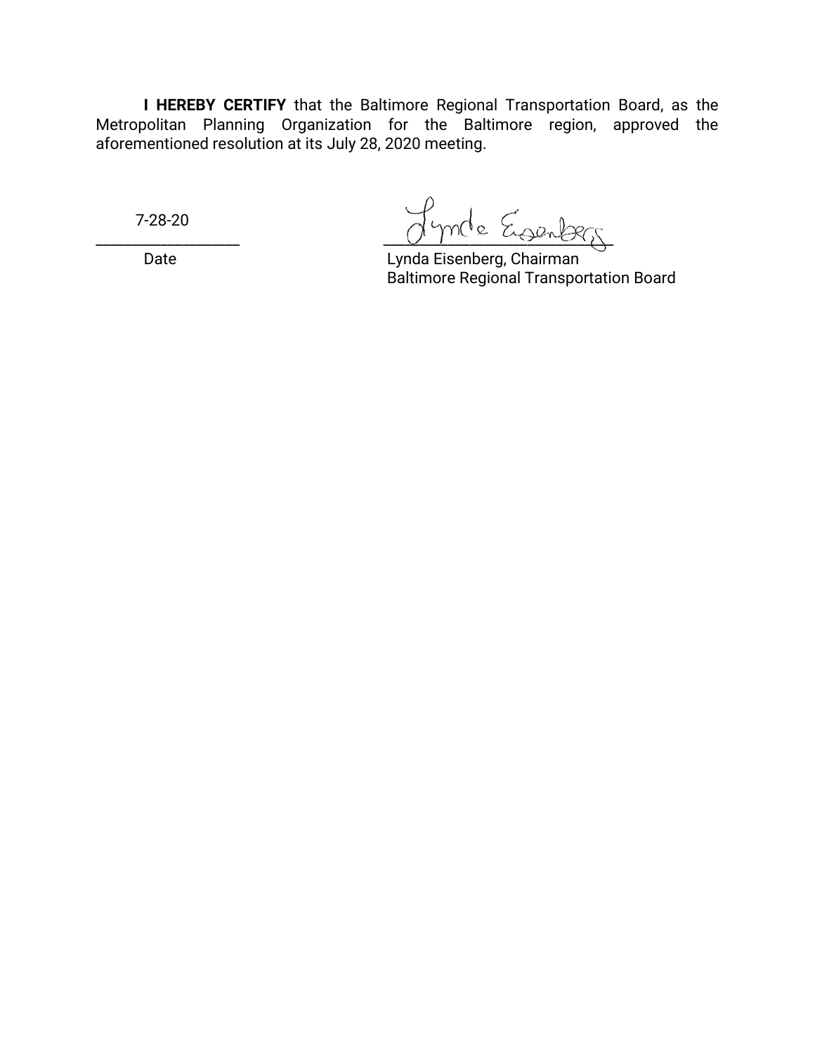**I HEREBY CERTIFY** that the Baltimore Regional Transportation Board, as the Metropolitan Planning Organization for the Baltimore region, approved the aforementioned resolution at its July 28, 2020 meeting.

7-28-20
\_\_\_\_\_\_\_\_\_\_\_\_\_\_\_\_\_\_\_\_
Date

\_\_\_\_\_\_\_\_\_\_\_\_\_\_\_\_\_\_\_\_\_\_\_\_\_\_\_\_\_\_
Lynda Eisenberg, Chairman
Baltimore Regional Transportation Board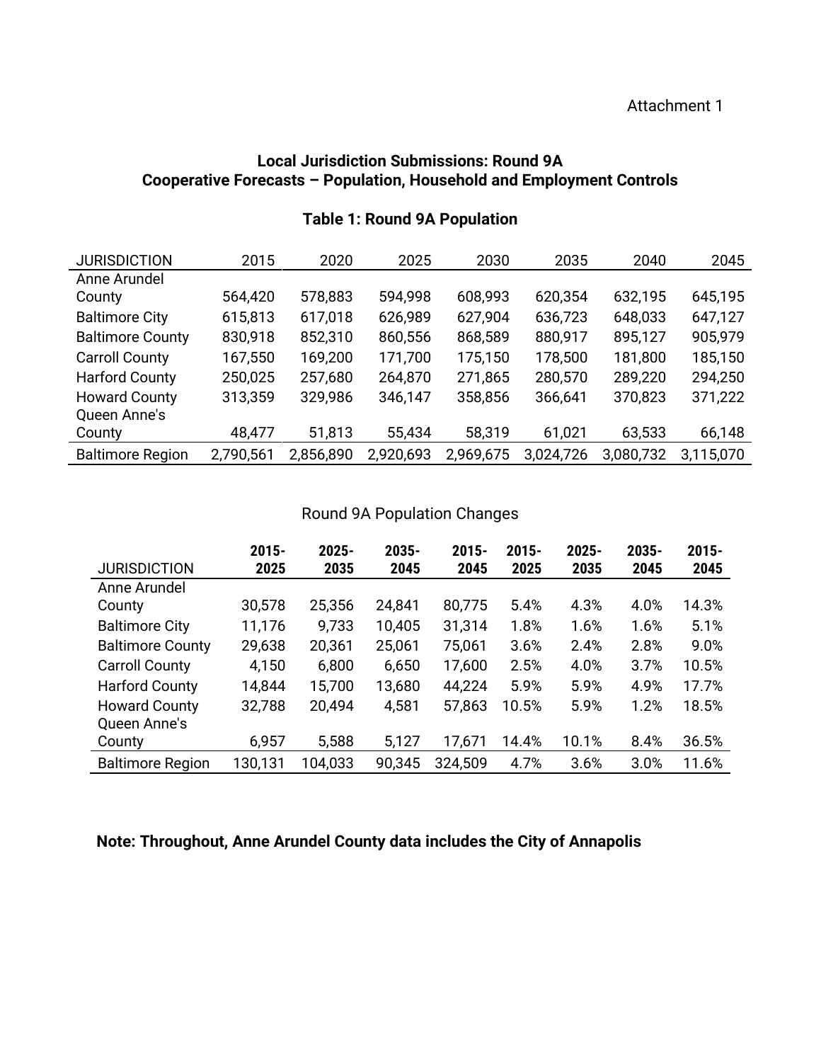Attachment 1

## Local Jurisdiction Submissions: Round 9A
## Cooperative Forecasts – Population, Household and Employment Controls

### Table 1: Round 9A Population

| JURISDICTION | 2015 | 2020 | 2025 | 2030 | 2035 | 2040 | 2045 |
|---|---|---|---|---|---|---|---|
| Anne Arundel County | 564,420 | 578,883 | 594,998 | 608,993 | 620,354 | 632,195 | 645,195 |
| Baltimore City | 615,813 | 617,018 | 626,989 | 627,904 | 636,723 | 648,033 | 647,127 |
| Baltimore County | 830,918 | 852,310 | 860,556 | 868,589 | 880,917 | 895,127 | 905,979 |
| Carroll County | 167,550 | 169,200 | 171,700 | 175,150 | 178,500 | 181,800 | 185,150 |
| Harford County | 250,025 | 257,680 | 264,870 | 271,865 | 280,570 | 289,220 | 294,250 |
| Howard County | 313,359 | 329,986 | 346,147 | 358,856 | 366,641 | 370,823 | 371,222 |
| Queen Anne's County | 48,477 | 51,813 | 55,434 | 58,319 | 61,021 | 63,533 | 66,148 |
| Baltimore Region | 2,790,561 | 2,856,890 | 2,920,693 | 2,969,675 | 3,024,726 | 3,080,732 | 3,115,070 |

Round 9A Population Changes

| JURISDICTION | 2015-2025 | 2025-2035 | 2035-2045 | 2015-2045 | 2015-2025 | 2025-2035 | 2035-2045 | 2015-2045 |
|---|---|---|---|---|---|---|---|---|
| Anne Arundel County | 30,578 | 25,356 | 24,841 | 80,775 | 5.4% | 4.3% | 4.0% | 14.3% |
| Baltimore City | 11,176 | 9,733 | 10,405 | 31,314 | 1.8% | 1.6% | 1.6% | 5.1% |
| Baltimore County | 29,638 | 20,361 | 25,061 | 75,061 | 3.6% | 2.4% | 2.8% | 9.0% |
| Carroll County | 4,150 | 6,800 | 6,650 | 17,600 | 2.5% | 4.0% | 3.7% | 10.5% |
| Harford County | 14,844 | 15,700 | 13,680 | 44,224 | 5.9% | 5.9% | 4.9% | 17.7% |
| Howard County | 32,788 | 20,494 | 4,581 | 57,863 | 10.5% | 5.9% | 1.2% | 18.5% |
| Queen Anne's County | 6,957 | 5,588 | 5,127 | 17,671 | 14.4% | 10.1% | 8.4% | 36.5% |
| Baltimore Region | 130,131 | 104,033 | 90,345 | 324,509 | 4.7% | 3.6% | 3.0% | 11.6% |

**Note: Throughout, Anne Arundel County data includes the City of Annapolis**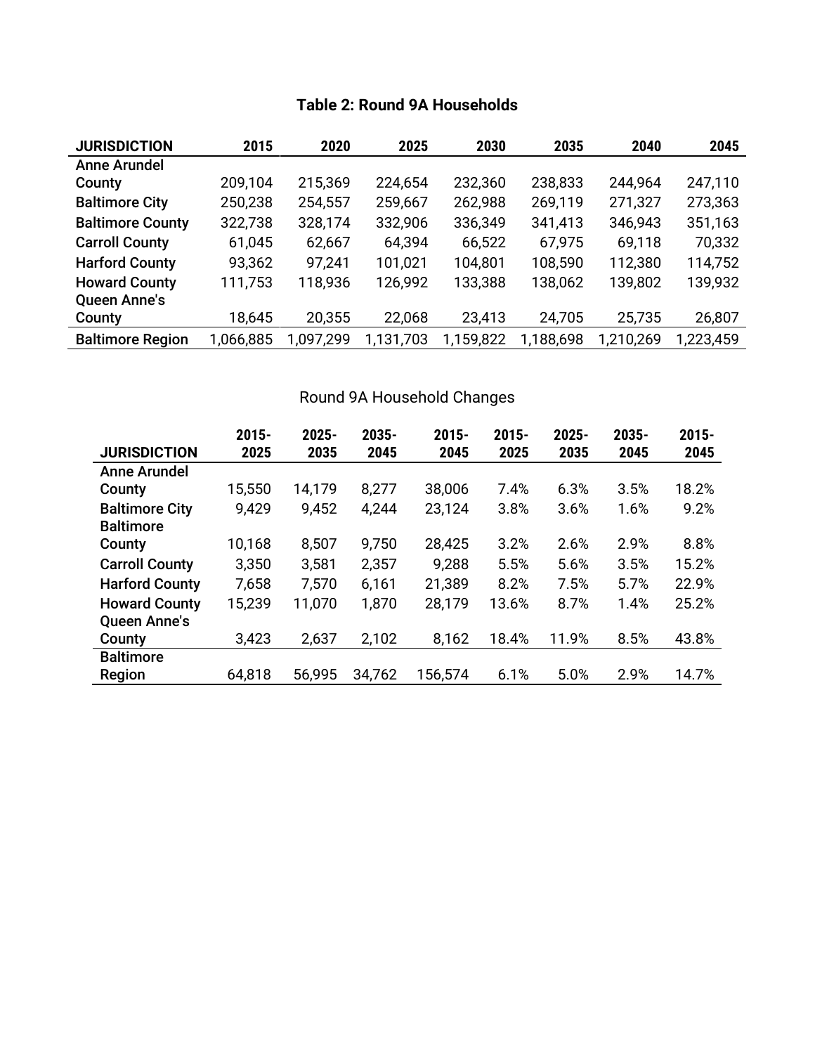**Table 2: Round 9A Households**

| JURISDICTION | 2015 | 2020 | 2025 | 2030 | 2035 | 2040 | 2045 |
|---|---|---|---|---|---|---|---|
| Anne Arundel County | 209,104 | 215,369 | 224,654 | 232,360 | 238,833 | 244,964 | 247,110 |
| Baltimore City | 250,238 | 254,557 | 259,667 | 262,988 | 269,119 | 271,327 | 273,363 |
| Baltimore County | 322,738 | 328,174 | 332,906 | 336,349 | 341,413 | 346,943 | 351,163 |
| Carroll County | 61,045 | 62,667 | 64,394 | 66,522 | 67,975 | 69,118 | 70,332 |
| Harford County | 93,362 | 97,241 | 101,021 | 104,801 | 108,590 | 112,380 | 114,752 |
| Howard County | 111,753 | 118,936 | 126,992 | 133,388 | 138,062 | 139,802 | 139,932 |
| Queen Anne's County | 18,645 | 20,355 | 22,068 | 23,413 | 24,705 | 25,735 | 26,807 |
| Baltimore Region | 1,066,885 | 1,097,299 | 1,131,703 | 1,159,822 | 1,188,698 | 1,210,269 | 1,223,459 |

Round 9A Household Changes

| JURISDICTION | 2015-2025 | 2025-2035 | 2035-2045 | 2015-2045 | 2015-2025 | 2025-2035 | 2035-2045 | 2015-2045 |
|---|---|---|---|---|---|---|---|---|
| Anne Arundel County | 15,550 | 14,179 | 8,277 | 38,006 | 7.4% | 6.3% | 3.5% | 18.2% |
| Baltimore City | 9,429 | 9,452 | 4,244 | 23,124 | 3.8% | 3.6% | 1.6% | 9.2% |
| Baltimore County | 10,168 | 8,507 | 9,750 | 28,425 | 3.2% | 2.6% | 2.9% | 8.8% |
| Carroll County | 3,350 | 3,581 | 2,357 | 9,288 | 5.5% | 5.6% | 3.5% | 15.2% |
| Harford County | 7,658 | 7,570 | 6,161 | 21,389 | 8.2% | 7.5% | 5.7% | 22.9% |
| Howard County | 15,239 | 11,070 | 1,870 | 28,179 | 13.6% | 8.7% | 1.4% | 25.2% |
| Queen Anne's County | 3,423 | 2,637 | 2,102 | 8,162 | 18.4% | 11.9% | 8.5% | 43.8% |
| Baltimore Region | 64,818 | 56,995 | 34,762 | 156,574 | 6.1% | 5.0% | 2.9% | 14.7% |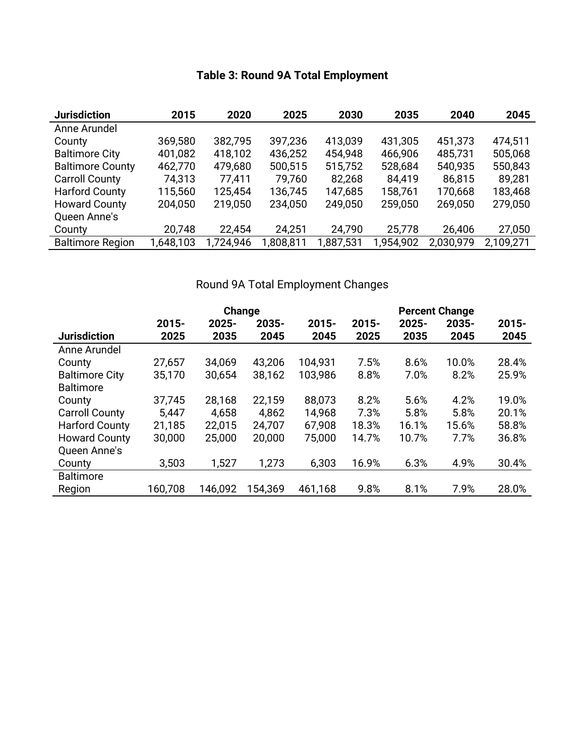### Table 3: Round 9A Total Employment

| Jurisdiction | 2015 | 2020 | 2025 | 2030 | 2035 | 2040 | 2045 |
|---|---|---|---|---|---|---|---|
| Anne Arundel County | 369,580 | 382,795 | 397,236 | 413,039 | 431,305 | 451,373 | 474,511 |
| Baltimore City | 401,082 | 418,102 | 436,252 | 454,948 | 466,906 | 485,731 | 505,068 |
| Baltimore County | 462,770 | 479,680 | 500,515 | 515,752 | 528,684 | 540,935 | 550,843 |
| Carroll County | 74,313 | 77,411 | 79,760 | 82,268 | 84,419 | 86,815 | 89,281 |
| Harford County | 115,560 | 125,454 | 136,745 | 147,685 | 158,761 | 170,668 | 183,468 |
| Howard County | 204,050 | 219,050 | 234,050 | 249,050 | 259,050 | 269,050 | 279,050 |
| Queen Anne's County | 20,748 | 22,454 | 24,251 | 24,790 | 25,778 | 26,406 | 27,050 |
| Baltimore Region | 1,648,103 | 1,724,946 | 1,808,811 | 1,887,531 | 1,954,902 | 2,030,979 | 2,109,271 |

Round 9A Total Employment Changes

| | Change | | | | Percent Change | | | |
|---|---|---|---|---|---|---|---|---|
| Jurisdiction | 2015-2025 | 2025-2035 | 2035-2045 | 2015-2045 | 2015-2025 | 2025-2035 | 2035-2045 | 2015-2045 |
| Anne Arundel County | 27,657 | 34,069 | 43,206 | 104,931 | 7.5% | 8.6% | 10.0% | 28.4% |
| Baltimore City | 35,170 | 30,654 | 38,162 | 103,986 | 8.8% | 7.0% | 8.2% | 25.9% |
| Baltimore County | 37,745 | 28,168 | 22,159 | 88,073 | 8.2% | 5.6% | 4.2% | 19.0% |
| Carroll County | 5,447 | 4,658 | 4,862 | 14,968 | 7.3% | 5.8% | 5.8% | 20.1% |
| Harford County | 21,185 | 22,015 | 24,707 | 67,908 | 18.3% | 16.1% | 15.6% | 58.8% |
| Howard County | 30,000 | 25,000 | 20,000 | 75,000 | 14.7% | 10.7% | 7.7% | 36.8% |
| Queen Anne's County | 3,503 | 1,527 | 1,273 | 6,303 | 16.9% | 6.3% | 4.9% | 30.4% |
| Baltimore Region | 160,708 | 146,092 | 154,369 | 461,168 | 9.8% | 8.1% | 7.9% | 28.0% |